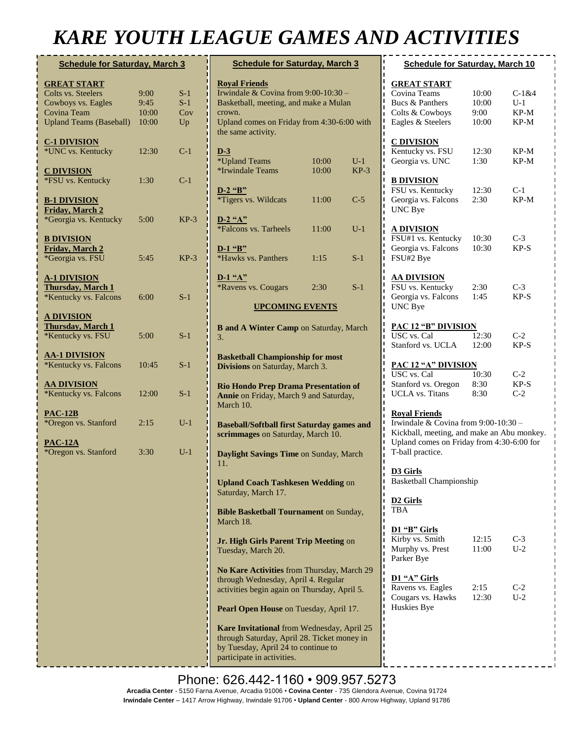# KARE YOUTH LEAGUE GAMES AND ACTIVITIES

## Schedule for Saturday, March 3

**GREAT START**

| | | |
|---|---|---|
| Colts vs. Steelers | 9:00 | S-1 |
| Cowboys vs. Eagles | 9:45 | S-1 |
| Covina Team | 10:00 | Cov |
| Upland Teams (Baseball) | 10:00 | Up |

**C-1 DIVISION**

| | | |
|---|---|---|
| *UNC vs. Kentucky | 12:30 | C-1 |

**C DIVISION**

| | | |
|---|---|---|
| *FSU vs. Kentucky | 1:30 | C-1 |

**B-1 DIVISION**
**Friday, March 2**

| | | |
|---|---|---|
| *Georgia vs. Kentucky | 5:00 | KP-3 |

**B DIVISION**
**Friday, March 2**

| | | |
|---|---|---|
| *Georgia vs. FSU | 5:45 | KP-3 |

**A-1 DIVISION**
**Thursday, March 1**

| | | |
|---|---|---|
| *Kentucky vs. Falcons | 6:00 | S-1 |

**A DIVISION**
**Thursday, March 1**

| | | |
|---|---|---|
| *Kentucky vs. FSU | 5:00 | S-1 |

**AA-1 DIVISION**

| | | |
|---|---|---|
| *Kentucky vs. Falcons | 10:45 | S-1 |

**AA DIVISION**

| | | |
|---|---|---|
| *Kentucky vs. Falcons | 12:00 | S-1 |

**PAC-12B**

| | | |
|---|---|---|
| *Oregon vs. Stanford | 2:15 | U-1 |

**PAC-12A**

| | | |
|---|---|---|
| *Oregon vs. Stanford | 3:30 | U-1 |

## Schedule for Saturday, March 3

**Royal Friends**
Irwindale & Covina from 9:00-10:30 – Basketball, meeting, and make a Mulan crown.
Upland comes on Friday from 4:30-6:00 with the same activity.

**D-3**

| | | |
|---|---|---|
| *Upland Teams | 10:00 | U-1 |
| *Irwindale Teams | 10:00 | KP-3 |

**D-2 "B"**

| | | |
|---|---|---|
| *Tigers vs. Wildcats | 11:00 | C-5 |

**D-2 "A"**

| | | |
|---|---|---|
| *Falcons vs. Tarheels | 11:00 | U-1 |

**D-1 "B"**

| | | |
|---|---|---|
| *Hawks vs. Panthers | 1:15 | S-1 |

**D-1 "A"**

| | | |
|---|---|---|
| *Ravens vs. Cougars | 2:30 | S-1 |

### UPCOMING EVENTS

**B and A Winter Camp** on Saturday, March 3.

**Basketball Championship for most Divisions** on Saturday, March 3.

**Rio Hondo Prep Drama Presentation of Annie** on Friday, March 9 and Saturday, March 10.

**Baseball/Softball first Saturday games and scrimmages** on Saturday, March 10.

**Daylight Savings Time** on Sunday, March 11.

**Upland Coach Tashkesen Wedding** on Saturday, March 17.

**Bible Basketball Tournament** on Sunday, March 18.

**Jr. High Girls Parent Trip Meeting** on Tuesday, March 20.

**No Kare Activities** from Thursday, March 29 through Wednesday, April 4. Regular activities begin again on Thursday, April 5.

**Pearl Open House** on Tuesday, April 17.

**Kare Invitational** from Wednesday, April 25 through Saturday, April 28. Ticket money in by Tuesday, April 24 to continue to participate in activities.

## Schedule for Saturday, March 10

**GREAT START**

| | | |
|---|---|---|
| Covina Teams | 10:00 | C-1&4 |
| Bucs & Panthers | 10:00 | U-1 |
| Colts & Cowboys | 9:00 | KP-M |
| Eagles & Steelers | 10:00 | KP-M |

**C DIVISION**

| | | |
|---|---|---|
| Kentucky vs. FSU | 12:30 | KP-M |
| Georgia vs. UNC | 1:30 | KP-M |

**B DIVISION**

| | | |
|---|---|---|
| FSU vs. Kentucky | 12:30 | C-1 |
| Georgia vs. Falcons | 2:30 | KP-M |
| UNC Bye | | |

**A DIVISION**

| | | |
|---|---|---|
| FSU#1 vs. Kentucky | 10:30 | C-3 |
| Georgia vs. Falcons | 10:30 | KP-S |
| FSU#2 Bye | | |

**AA DIVISION**

| | | |
|---|---|---|
| FSU vs. Kentucky | 2:30 | C-3 |
| Georgia vs. Falcons | 1:45 | KP-S |
| UNC Bye | | |

**PAC 12 "B" DIVISION**

| | | |
|---|---|---|
| USC vs. Cal | 12:30 | C-2 |
| Stanford vs. UCLA | 12:00 | KP-S |

**PAC 12 "A" DIVISION**

| | | |
|---|---|---|
| USC vs. Cal | 10:30 | C-2 |
| Stanford vs. Oregon | 8:30 | KP-S |
| UCLA vs. Titans | 8:30 | C-2 |

**Royal Friends**
Irwindale & Covina from 9:00-10:30 – Kickball, meeting, and make an Abu monkey.
Upland comes on Friday from 4:30-6:00 for T-ball practice.

**D3 Girls**
Basketball Championship

**D2 Girls**
TBA

**D1 "B" Girls**

| | | |
|---|---|---|
| Kirby vs. Smith | 12:15 | C-3 |
| Murphy vs. Prest | 11:00 | U-2 |
| Parker Bye | | |

**D1 "A" Girls**

| | | |
|---|---|---|
| Ravens vs. Eagles | 2:15 | C-2 |
| Cougars vs. Hawks | 12:30 | U-2 |
| Huskies Bye | | |

Phone: 626.442-1160 • 909.957.5273

**Arcadia Center** - 5150 Farna Avenue, Arcadia 91006 • **Covina Center** - 735 Glendora Avenue, Covina 91724
**Irwindale Center** – 1417 Arrow Highway, Irwindale 91706 • **Upland Center** - 800 Arrow Highway, Upland 91786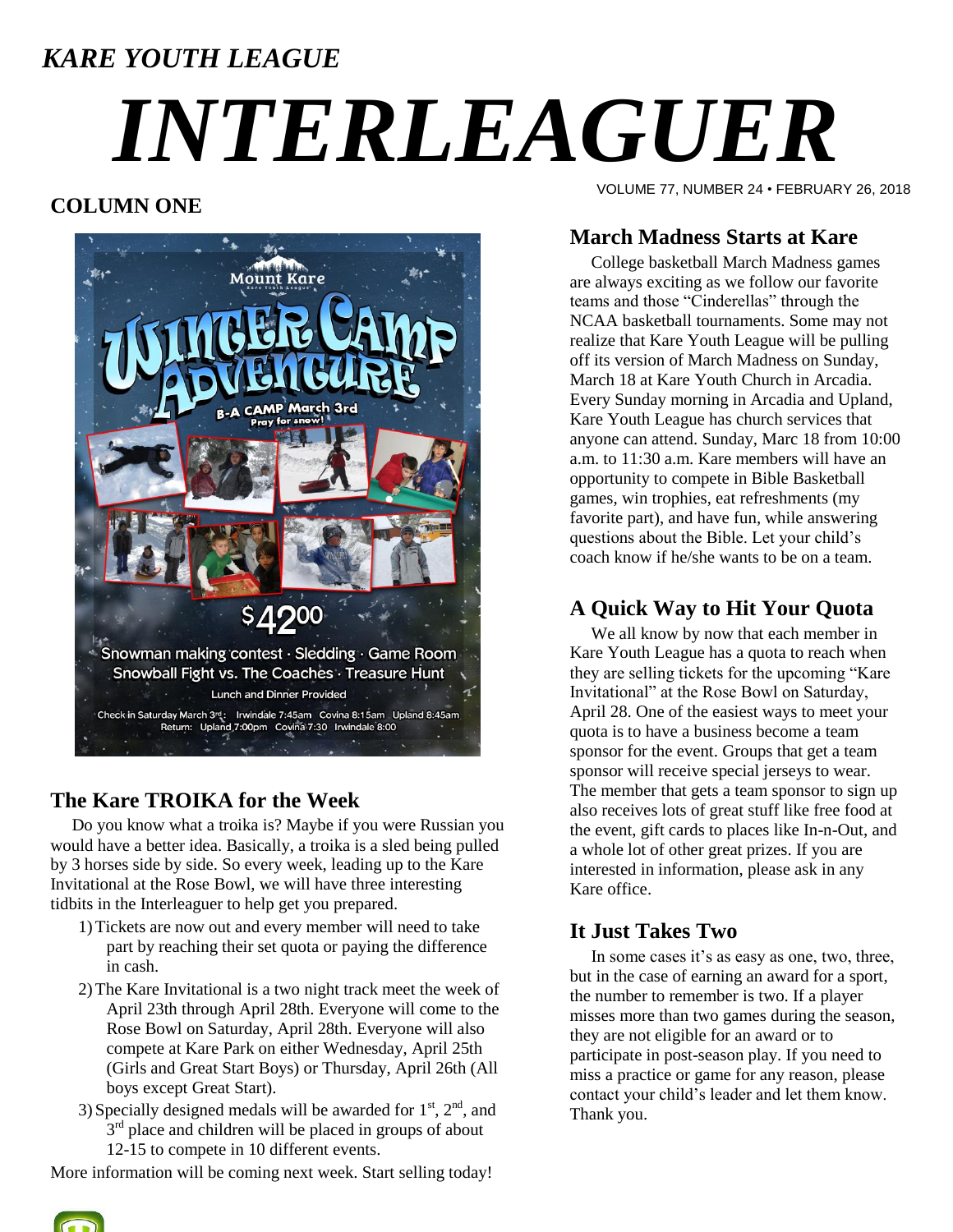*KARE YOUTH LEAGUE*

# *INTERLEAGUER*

VOLUME 77, NUMBER 24 • FEBRUARY 26, 2018

## COLUMN ONE

Mount Kare

Kare Youth League

WINTER CAMP ADVENTURE

B-A CAMP March 3rd

Pray for snow!

$42.00

Snowman making contest · Sledding · Game Room

Snowball Fight vs. The Coaches · Treasure Hunt

Lunch and Dinner Provided

Check in Saturday March 3rd: Irwindale 7:45am Covina 8:15am Upland 8:45am

Return: Upland 7:00pm Covina 7:30 Irwindale 8:00

### The Kare TROIKA for the Week

Do you know what a troika is? Maybe if you were Russian you would have a better idea. Basically, a troika is a sled being pulled by 3 horses side by side. So every week, leading up to the Kare Invitational at the Rose Bowl, we will have three interesting tidbits in the Interleaguer to help get you prepared.

1) Tickets are now out and every member will need to take part by reaching their set quota or paying the difference in cash.
2) The Kare Invitational is a two night track meet the week of April 23th through April 28th. Everyone will come to the Rose Bowl on Saturday, April 28th. Everyone will also compete at Kare Park on either Wednesday, April 25th (Girls and Great Start Boys) or Thursday, April 26th (All boys except Great Start).
3) Specially designed medals will be awarded for 1st, 2nd, and 3rd place and children will be placed in groups of about 12-15 to compete in 10 different events.

More information will be coming next week. Start selling today!

### March Madness Starts at Kare

College basketball March Madness games are always exciting as we follow our favorite teams and those “Cinderellas” through the NCAA basketball tournaments. Some may not realize that Kare Youth League will be pulling off its version of March Madness on Sunday, March 18 at Kare Youth Church in Arcadia. Every Sunday morning in Arcadia and Upland, Kare Youth League has church services that anyone can attend. Sunday, Marc 18 from 10:00 a.m. to 11:30 a.m. Kare members will have an opportunity to compete in Bible Basketball games, win trophies, eat refreshments (my favorite part), and have fun, while answering questions about the Bible. Let your child’s coach know if he/she wants to be on a team.

### A Quick Way to Hit Your Quota

We all know by now that each member in Kare Youth League has a quota to reach when they are selling tickets for the upcoming “Kare Invitational” at the Rose Bowl on Saturday, April 28. One of the easiest ways to meet your quota is to have a business become a team sponsor for the event. Groups that get a team sponsor will receive special jerseys to wear. The member that gets a team sponsor to sign up also receives lots of great stuff like free food at the event, gift cards to places like In-n-Out, and a whole lot of other great prizes. If you are interested in information, please ask in any Kare office.

### It Just Takes Two

In some cases it’s as easy as one, two, three, but in the case of earning an award for a sport, the number to remember is two. If a player misses more than two games during the season, they are not eligible for an award or to participate in post-season play. If you need to miss a practice or game for any reason, please contact your child’s leader and let them know. Thank you.